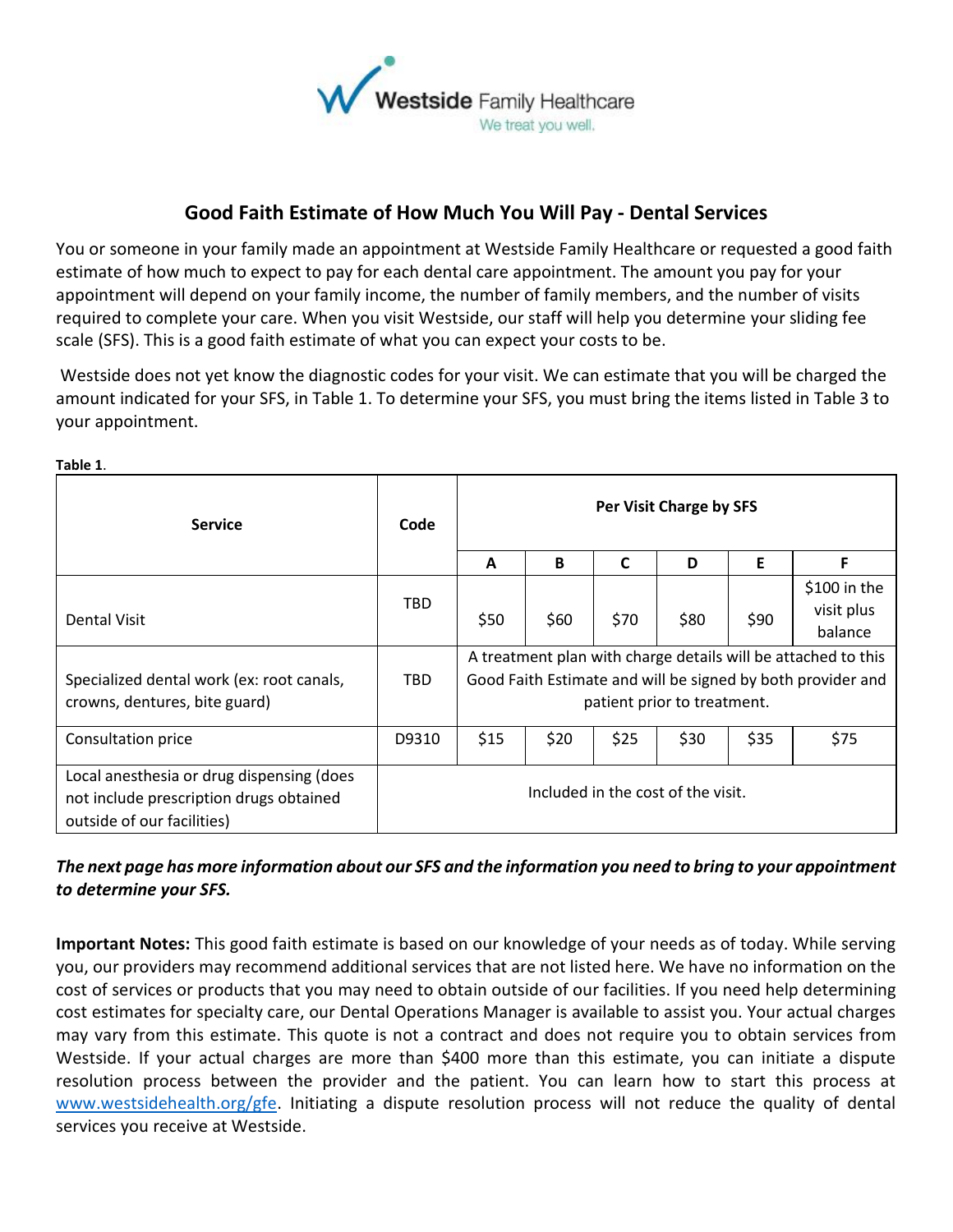Westside Family Healthcare

We treat you well.

## Good Faith Estimate of How Much You Will Pay - Dental Services

You or someone in your family made an appointment at Westside Family Healthcare or requested a good faith estimate of how much to expect to pay for each dental care appointment. The amount you pay for your appointment will depend on your family income, the number of family members, and the number of visits required to complete your care. When you visit Westside, our staff will help you determine your sliding fee scale (SFS). This is a good faith estimate of what you can expect your costs to be.

Westside does not yet know the diagnostic codes for your visit. We can estimate that you will be charged the amount indicated for your SFS, in Table 1. To determine your SFS, you must bring the items listed in Table 3 to your appointment.

**Table 1**.

| Service | Code | Per Visit Charge by SFS | | | | | |
|---|---|---|---|---|---|---|---|
| | | A | B | C | D | E | F |
| Dental Visit | TBD | $50 | $60 | $70 | $80 | $90 | $100 in the visit plus balance |
| Specialized dental work (ex: root canals, crowns, dentures, bite guard) | TBD | A treatment plan with charge details will be attached to this Good Faith Estimate and will be signed by both provider and patient prior to treatment. | | | | | |
| Consultation price | D9310 | $15 | $20 | $25 | $30 | $35 | $75 |
| Local anesthesia or drug dispensing (does not include prescription drugs obtained outside of our facilities) | Included in the cost of the visit. | | | | | | |

***The next page has more information about our SFS and the information you need to bring to your appointment to determine your SFS.***

**Important Notes:** This good faith estimate is based on our knowledge of your needs as of today. While serving you, our providers may recommend additional services that are not listed here. We have no information on the cost of services or products that you may need to obtain outside of our facilities. If you need help determining cost estimates for specialty care, our Dental Operations Manager is available to assist you. Your actual charges may vary from this estimate. This quote is not a contract and does not require you to obtain services from Westside. If your actual charges are more than $400 more than this estimate, you can initiate a dispute resolution process between the provider and the patient. You can learn how to start this process at [www.westsidehealth.org/gfe](www.westsidehealth.org/gfe). Initiating a dispute resolution process will not reduce the quality of dental services you receive at Westside.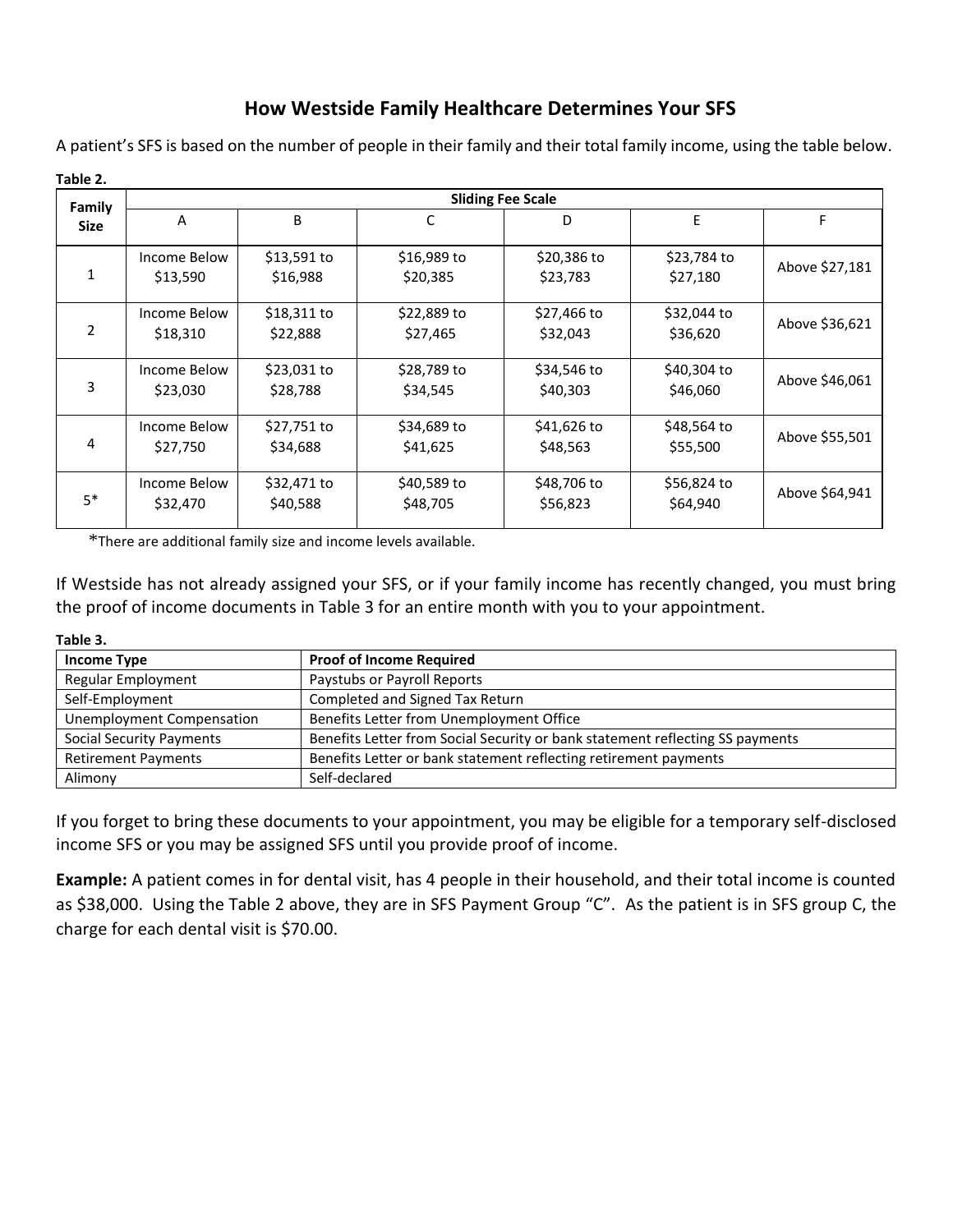## How Westside Family Healthcare Determines Your SFS

A patient's SFS is based on the number of people in their family and their total family income, using the table below.

**Table 2.**

| Family Size | Sliding Fee Scale | | | | | |
|---|---|---|---|---|---|---|
| | A | B | C | D | E | F |
| 1 | Income Below $13,590 | $13,591 to $16,988 | $16,989 to $20,385 | $20,386 to $23,783 | $23,784 to $27,180 | Above $27,181 |
| 2 | Income Below $18,310 | $18,311 to $22,888 | $22,889 to $27,465 | $27,466 to $32,043 | $32,044 to $36,620 | Above $36,621 |
| 3 | Income Below $23,030 | $23,031 to $28,788 | $28,789 to $34,545 | $34,546 to $40,303 | $40,304 to $46,060 | Above $46,061 |
| 4 | Income Below $27,750 | $27,751 to $34,688 | $34,689 to $41,625 | $41,626 to $48,563 | $48,564 to $55,500 | Above $55,501 |
| 5* | Income Below $32,470 | $32,471 to $40,588 | $40,589 to $48,705 | $48,706 to $56,823 | $56,824 to $64,940 | Above $64,941 |

*There are additional family size and income levels available.

If Westside has not already assigned your SFS, or if your family income has recently changed, you must bring the proof of income documents in Table 3 for an entire month with you to your appointment.

**Table 3.**

| Income Type | Proof of Income Required |
|---|---|
| Regular Employment | Paystubs or Payroll Reports |
| Self-Employment | Completed and Signed Tax Return |
| Unemployment Compensation | Benefits Letter from Unemployment Office |
| Social Security Payments | Benefits Letter from Social Security or bank statement reflecting SS payments |
| Retirement Payments | Benefits Letter or bank statement reflecting retirement payments |
| Alimony | Self-declared |

If you forget to bring these documents to your appointment, you may be eligible for a temporary self-disclosed income SFS or you may be assigned SFS until you provide proof of income.

**Example:** A patient comes in for dental visit, has 4 people in their household, and their total income is counted as $38,000. Using the Table 2 above, they are in SFS Payment Group "C". As the patient is in SFS group C, the charge for each dental visit is $70.00.